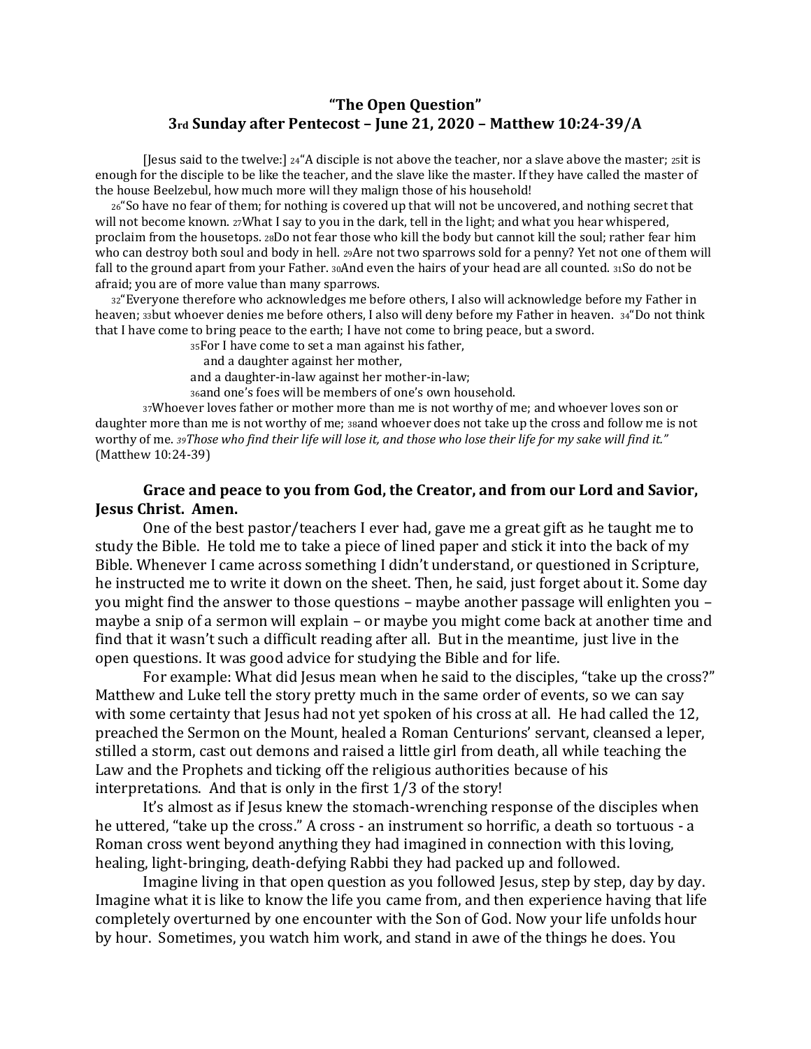# "The Open Question"
## 3rd Sunday after Pentecost – June 21, 2020 – Matthew 10:24-39/A

[Jesus said to the twelve:] 24"A disciple is not above the teacher, nor a slave above the master; 25it is enough for the disciple to be like the teacher, and the slave like the master. If they have called the master of the house Beelzebul, how much more will they malign those of his household!

26"So have no fear of them; for nothing is covered up that will not be uncovered, and nothing secret that will not become known. 27What I say to you in the dark, tell in the light; and what you hear whispered, proclaim from the housetops. 28Do not fear those who kill the body but cannot kill the soul; rather fear him who can destroy both soul and body in hell. 29Are not two sparrows sold for a penny? Yet not one of them will fall to the ground apart from your Father. 30And even the hairs of your head are all counted. 31So do not be afraid; you are of more value than many sparrows.

32"Everyone therefore who acknowledges me before others, I also will acknowledge before my Father in heaven; 33but whoever denies me before others, I also will deny before my Father in heaven. 34"Do not think that I have come to bring peace to the earth; I have not come to bring peace, but a sword.

35For I have come to set a man against his father,
and a daughter against her mother,
and a daughter-in-law against her mother-in-law;
36and one's foes will be members of one's own household.

37Whoever loves father or mother more than me is not worthy of me; and whoever loves son or daughter more than me is not worthy of me; 38and whoever does not take up the cross and follow me is not worthy of me. *39Those who find their life will lose it, and those who lose their life for my sake will find it."* (Matthew 10:24-39)

**Grace and peace to you from God, the Creator, and from our Lord and Savior, Jesus Christ. Amen.**

One of the best pastor/teachers I ever had, gave me a great gift as he taught me to study the Bible. He told me to take a piece of lined paper and stick it into the back of my Bible. Whenever I came across something I didn't understand, or questioned in Scripture, he instructed me to write it down on the sheet. Then, he said, just forget about it. Some day you might find the answer to those questions – maybe another passage will enlighten you – maybe a snip of a sermon will explain – or maybe you might come back at another time and find that it wasn't such a difficult reading after all. But in the meantime, just live in the open questions. It was good advice for studying the Bible and for life.

For example: What did Jesus mean when he said to the disciples, "take up the cross?" Matthew and Luke tell the story pretty much in the same order of events, so we can say with some certainty that Jesus had not yet spoken of his cross at all. He had called the 12, preached the Sermon on the Mount, healed a Roman Centurions' servant, cleansed a leper, stilled a storm, cast out demons and raised a little girl from death, all while teaching the Law and the Prophets and ticking off the religious authorities because of his interpretations. And that is only in the first 1/3 of the story!

It's almost as if Jesus knew the stomach-wrenching response of the disciples when he uttered, "take up the cross." A cross - an instrument so horrific, a death so tortuous - a Roman cross went beyond anything they had imagined in connection with this loving, healing, light-bringing, death-defying Rabbi they had packed up and followed.

Imagine living in that open question as you followed Jesus, step by step, day by day. Imagine what it is like to know the life you came from, and then experience having that life completely overturned by one encounter with the Son of God. Now your life unfolds hour by hour. Sometimes, you watch him work, and stand in awe of the things he does. You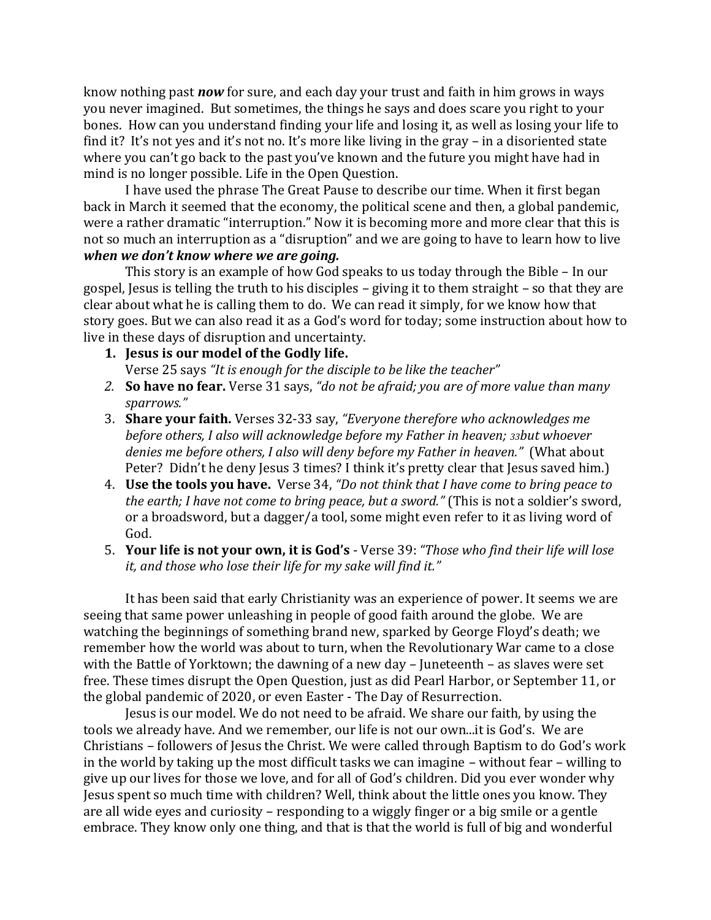know nothing past ***now*** for sure, and each day your trust and faith in him grows in ways you never imagined. But sometimes, the things he says and does scare you right to your bones. How can you understand finding your life and losing it, as well as losing your life to find it? It's not yes and it's not no. It's more like living in the gray – in a disoriented state where you can't go back to the past you've known and the future you might have had in mind is no longer possible. Life in the Open Question.

I have used the phrase The Great Pause to describe our time. When it first began back in March it seemed that the economy, the political scene and then, a global pandemic, were a rather dramatic "interruption." Now it is becoming more and more clear that this is not so much an interruption as a "disruption" and we are going to have to learn how to live ***when we don't know where we are going.***

This story is an example of how God speaks to us today through the Bible – In our gospel, Jesus is telling the truth to his disciples – giving it to them straight – so that they are clear about what he is calling them to do. We can read it simply, for we know how that story goes. But we can also read it as a God's word for today; some instruction about how to live in these days of disruption and uncertainty.

1. **Jesus is our model of the Godly life.**
   Verse 25 says *"It is enough for the disciple to be like the teacher"*
2. **So have no fear.** Verse 31 says, *"do not be afraid; you are of more value than many sparrows."*
3. **Share your faith.** Verses 32-33 say, *"Everyone therefore who acknowledges me before others, I also will acknowledge before my Father in heaven; 33but whoever denies me before others, I also will deny before my Father in heaven."* (What about Peter? Didn't he deny Jesus 3 times? I think it's pretty clear that Jesus saved him.)
4. **Use the tools you have.** Verse 34, *"Do not think that I have come to bring peace to the earth; I have not come to bring peace, but a sword."* (This is not a soldier's sword, or a broadsword, but a dagger/a tool, some might even refer to it as living word of God.
5. **Your life is not your own, it is God's** - Verse 39: *"Those who find their life will lose it, and those who lose their life for my sake will find it."*

It has been said that early Christianity was an experience of power. It seems we are seeing that same power unleashing in people of good faith around the globe. We are watching the beginnings of something brand new, sparked by George Floyd's death; we remember how the world was about to turn, when the Revolutionary War came to a close with the Battle of Yorktown; the dawning of a new day – Juneteenth – as slaves were set free. These times disrupt the Open Question, just as did Pearl Harbor, or September 11, or the global pandemic of 2020, or even Easter - The Day of Resurrection.

Jesus is our model. We do not need to be afraid. We share our faith, by using the tools we already have. And we remember, our life is not our own...it is God's. We are Christians – followers of Jesus the Christ. We were called through Baptism to do God's work in the world by taking up the most difficult tasks we can imagine – without fear – willing to give up our lives for those we love, and for all of God's children. Did you ever wonder why Jesus spent so much time with children? Well, think about the little ones you know. They are all wide eyes and curiosity – responding to a wiggly finger or a big smile or a gentle embrace. They know only one thing, and that is that the world is full of big and wonderful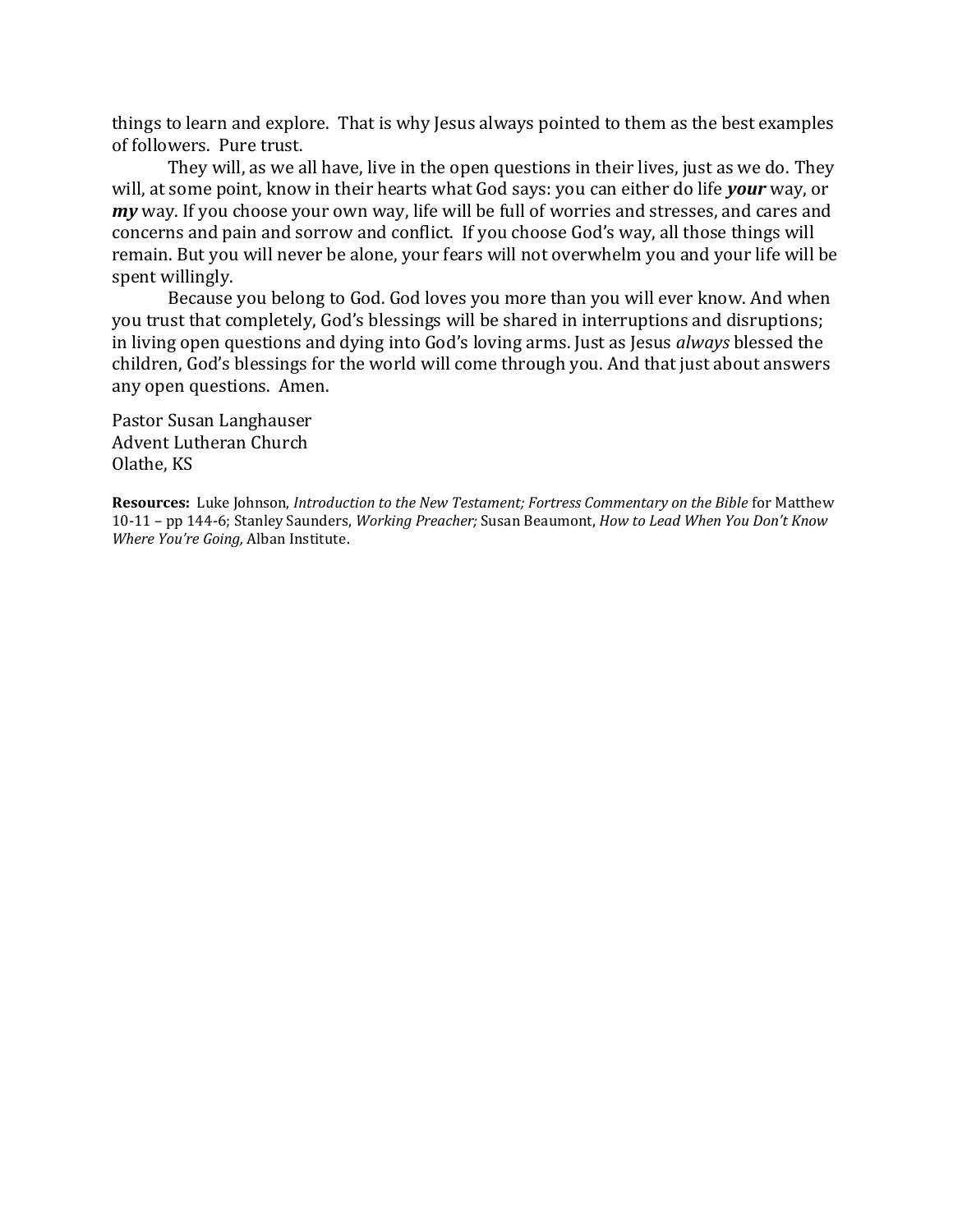things to learn and explore. That is why Jesus always pointed to them as the best examples of followers. Pure trust.

They will, as we all have, live in the open questions in their lives, just as we do. They will, at some point, know in their hearts what God says: you can either do life ***your*** way, or ***my*** way. If you choose your own way, life will be full of worries and stresses, and cares and concerns and pain and sorrow and conflict. If you choose God's way, all those things will remain. But you will never be alone, your fears will not overwhelm you and your life will be spent willingly.

Because you belong to God. God loves you more than you will ever know. And when you trust that completely, God's blessings will be shared in interruptions and disruptions; in living open questions and dying into God's loving arms. Just as Jesus *always* blessed the children, God's blessings for the world will come through you. And that just about answers any open questions. Amen.

Pastor Susan Langhauser
Advent Lutheran Church
Olathe, KS

**Resources:** Luke Johnson, *Introduction to the New Testament; Fortress Commentary on the Bible* for Matthew 10-11 – pp 144-6; Stanley Saunders, *Working Preacher;* Susan Beaumont, *How to Lead When You Don't Know Where You're Going,* Alban Institute.